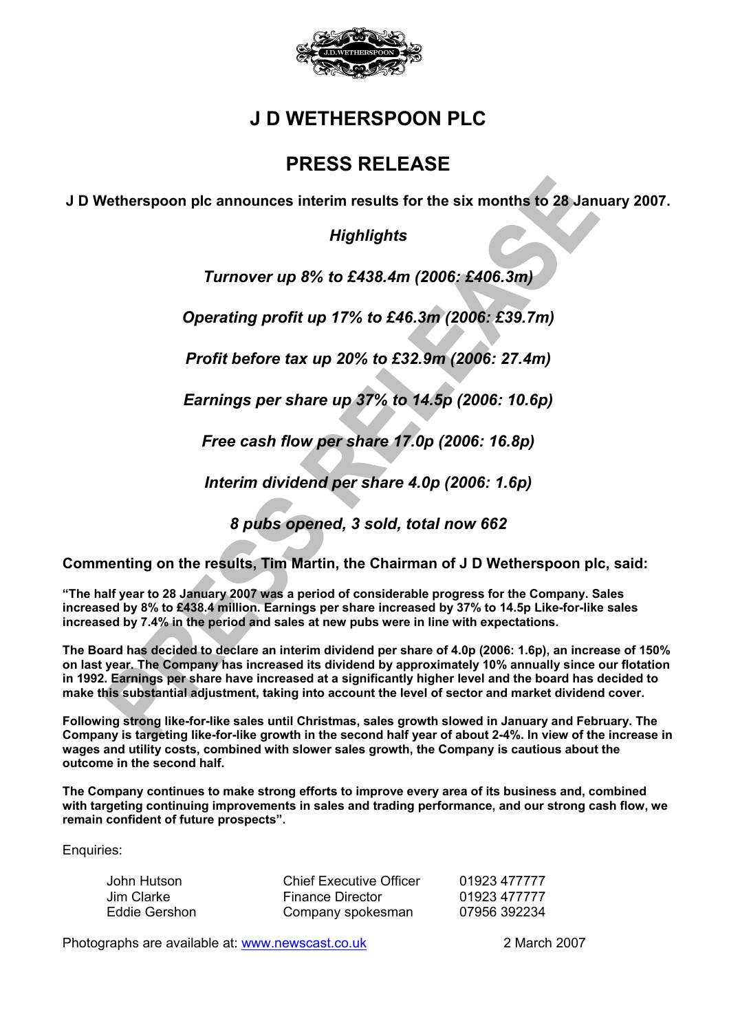# J D WETHERSPOON PLC

## PRESS RELEASE

**J D Wetherspoon plc announces interim results for the six months to 28 January 2007.**

***Highlights***

***Turnover up 8% to £438.4m (2006: £406.3m)***

***Operating profit up 17% to £46.3m (2006: £39.7m)***

***Profit before tax up 20% to £32.9m (2006: 27.4m)***

***Earnings per share up 37% to 14.5p (2006: 10.6p)***

***Free cash flow per share 17.0p (2006: 16.8p)***

***Interim dividend per share 4.0p (2006: 1.6p)***

***8 pubs opened, 3 sold, total now 662***

**Commenting on the results, Tim Martin, the Chairman of J D Wetherspoon plc, said:**

**"The half year to 28 January 2007 was a period of considerable progress for the Company. Sales increased by 8% to £438.4 million. Earnings per share increased by 37% to 14.5p Like-for-like sales increased by 7.4% in the period and sales at new pubs were in line with expectations.**

**The Board has decided to declare an interim dividend per share of 4.0p (2006: 1.6p), an increase of 150% on last year. The Company has increased its dividend by approximately 10% annually since our flotation in 1992. Earnings per share have increased at a significantly higher level and the board has decided to make this substantial adjustment, taking into account the level of sector and market dividend cover.**

**Following strong like-for-like sales until Christmas, sales growth slowed in January and February. The Company is targeting like-for-like growth in the second half year of about 2-4%. In view of the increase in wages and utility costs, combined with slower sales growth, the Company is cautious about the outcome in the second half.**

**The Company continues to make strong efforts to improve every area of its business and, combined with targeting continuing improvements in sales and trading performance, and our strong cash flow, we remain confident of future prospects".**

Enquiries:

| | | |
|---|---|---|
| John Hutson | Chief Executive Officer | 01923 477777 |
| Jim Clarke | Finance Director | 01923 477777 |
| Eddie Gershon | Company spokesman | 07956 392234 |

Photographs are available at: www.newscast.co.uk

2 March 2007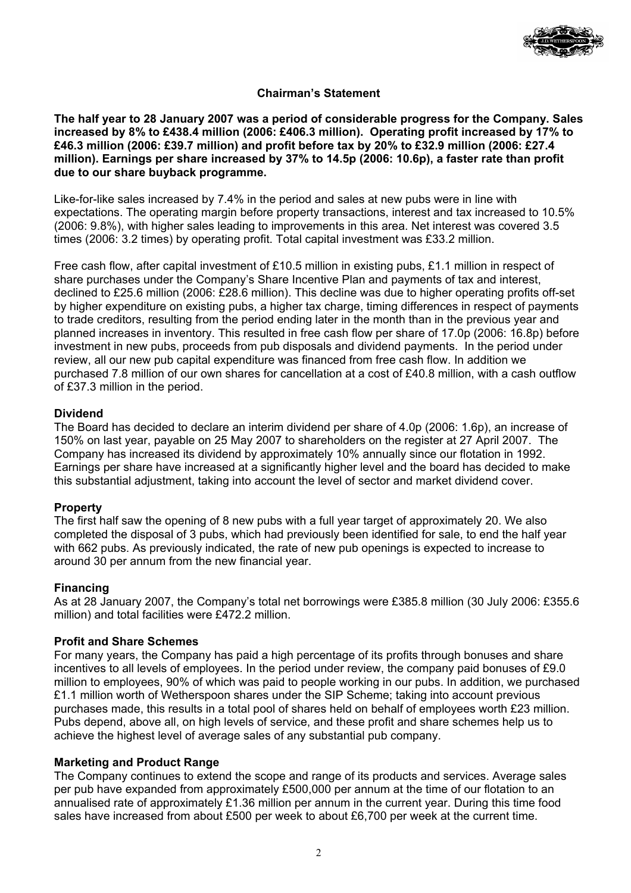## Chairman's Statement

**The half year to 28 January 2007 was a period of considerable progress for the Company. Sales increased by 8% to £438.4 million (2006: £406.3 million). Operating profit increased by 17% to £46.3 million (2006: £39.7 million) and profit before tax by 20% to £32.9 million (2006: £27.4 million). Earnings per share increased by 37% to 14.5p (2006: 10.6p), a faster rate than profit due to our share buyback programme.**

Like-for-like sales increased by 7.4% in the period and sales at new pubs were in line with expectations. The operating margin before property transactions, interest and tax increased to 10.5% (2006: 9.8%), with higher sales leading to improvements in this area. Net interest was covered 3.5 times (2006: 3.2 times) by operating profit. Total capital investment was £33.2 million.

Free cash flow, after capital investment of £10.5 million in existing pubs, £1.1 million in respect of share purchases under the Company's Share Incentive Plan and payments of tax and interest, declined to £25.6 million (2006: £28.6 million). This decline was due to higher operating profits off-set by higher expenditure on existing pubs, a higher tax charge, timing differences in respect of payments to trade creditors, resulting from the period ending later in the month than in the previous year and planned increases in inventory. This resulted in free cash flow per share of 17.0p (2006: 16.8p) before investment in new pubs, proceeds from pub disposals and dividend payments. In the period under review, all our new pub capital expenditure was financed from free cash flow. In addition we purchased 7.8 million of our own shares for cancellation at a cost of £40.8 million, with a cash outflow of £37.3 million in the period.

### Dividend

The Board has decided to declare an interim dividend per share of 4.0p (2006: 1.6p), an increase of 150% on last year, payable on 25 May 2007 to shareholders on the register at 27 April 2007. The Company has increased its dividend by approximately 10% annually since our flotation in 1992. Earnings per share have increased at a significantly higher level and the board has decided to make this substantial adjustment, taking into account the level of sector and market dividend cover.

### Property

The first half saw the opening of 8 new pubs with a full year target of approximately 20. We also completed the disposal of 3 pubs, which had previously been identified for sale, to end the half year with 662 pubs. As previously indicated, the rate of new pub openings is expected to increase to around 30 per annum from the new financial year.

### Financing

As at 28 January 2007, the Company's total net borrowings were £385.8 million (30 July 2006: £355.6 million) and total facilities were £472.2 million.

### Profit and Share Schemes

For many years, the Company has paid a high percentage of its profits through bonuses and share incentives to all levels of employees. In the period under review, the company paid bonuses of £9.0 million to employees, 90% of which was paid to people working in our pubs. In addition, we purchased £1.1 million worth of Wetherspoon shares under the SIP Scheme; taking into account previous purchases made, this results in a total pool of shares held on behalf of employees worth £23 million. Pubs depend, above all, on high levels of service, and these profit and share schemes help us to achieve the highest level of average sales of any substantial pub company.

### Marketing and Product Range

The Company continues to extend the scope and range of its products and services. Average sales per pub have expanded from approximately £500,000 per annum at the time of our flotation to an annualised rate of approximately £1.36 million per annum in the current year. During this time food sales have increased from about £500 per week to about £6,700 per week at the current time.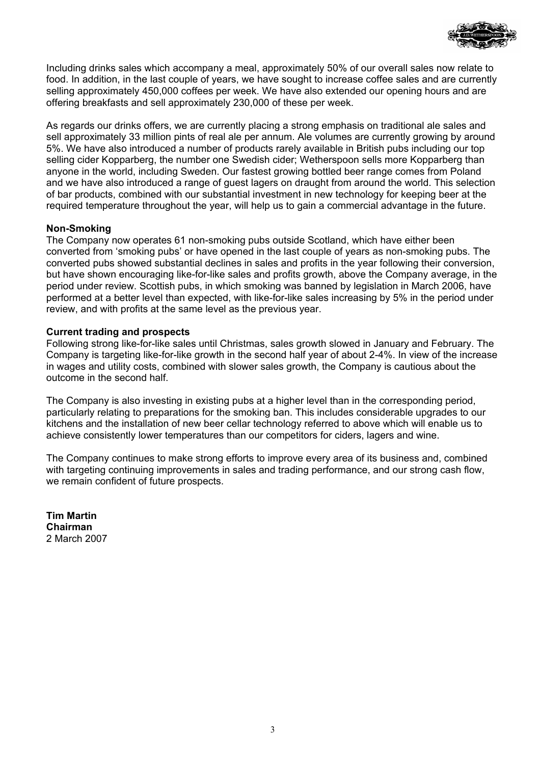Including drinks sales which accompany a meal, approximately 50% of our overall sales now relate to food. In addition, in the last couple of years, we have sought to increase coffee sales and are currently selling approximately 450,000 coffees per week. We have also extended our opening hours and are offering breakfasts and sell approximately 230,000 of these per week.

As regards our drinks offers, we are currently placing a strong emphasis on traditional ale sales and sell approximately 33 million pints of real ale per annum. Ale volumes are currently growing by around 5%. We have also introduced a number of products rarely available in British pubs including our top selling cider Kopparberg, the number one Swedish cider; Wetherspoon sells more Kopparberg than anyone in the world, including Sweden. Our fastest growing bottled beer range comes from Poland and we have also introduced a range of guest lagers on draught from around the world. This selection of bar products, combined with our substantial investment in new technology for keeping beer at the required temperature throughout the year, will help us to gain a commercial advantage in the future.

**Non-Smoking**

The Company now operates 61 non-smoking pubs outside Scotland, which have either been converted from 'smoking pubs' or have opened in the last couple of years as non-smoking pubs. The converted pubs showed substantial declines in sales and profits in the year following their conversion, but have shown encouraging like-for-like sales and profits growth, above the Company average, in the period under review. Scottish pubs, in which smoking was banned by legislation in March 2006, have performed at a better level than expected, with like-for-like sales increasing by 5% in the period under review, and with profits at the same level as the previous year.

**Current trading and prospects**

Following strong like-for-like sales until Christmas, sales growth slowed in January and February. The Company is targeting like-for-like growth in the second half year of about 2-4%. In view of the increase in wages and utility costs, combined with slower sales growth, the Company is cautious about the outcome in the second half.

The Company is also investing in existing pubs at a higher level than in the corresponding period, particularly relating to preparations for the smoking ban. This includes considerable upgrades to our kitchens and the installation of new beer cellar technology referred to above which will enable us to achieve consistently lower temperatures than our competitors for ciders, lagers and wine.

The Company continues to make strong efforts to improve every area of its business and, combined with targeting continuing improvements in sales and trading performance, and our strong cash flow, we remain confident of future prospects.

**Tim Martin**
**Chairman**
2 March 2007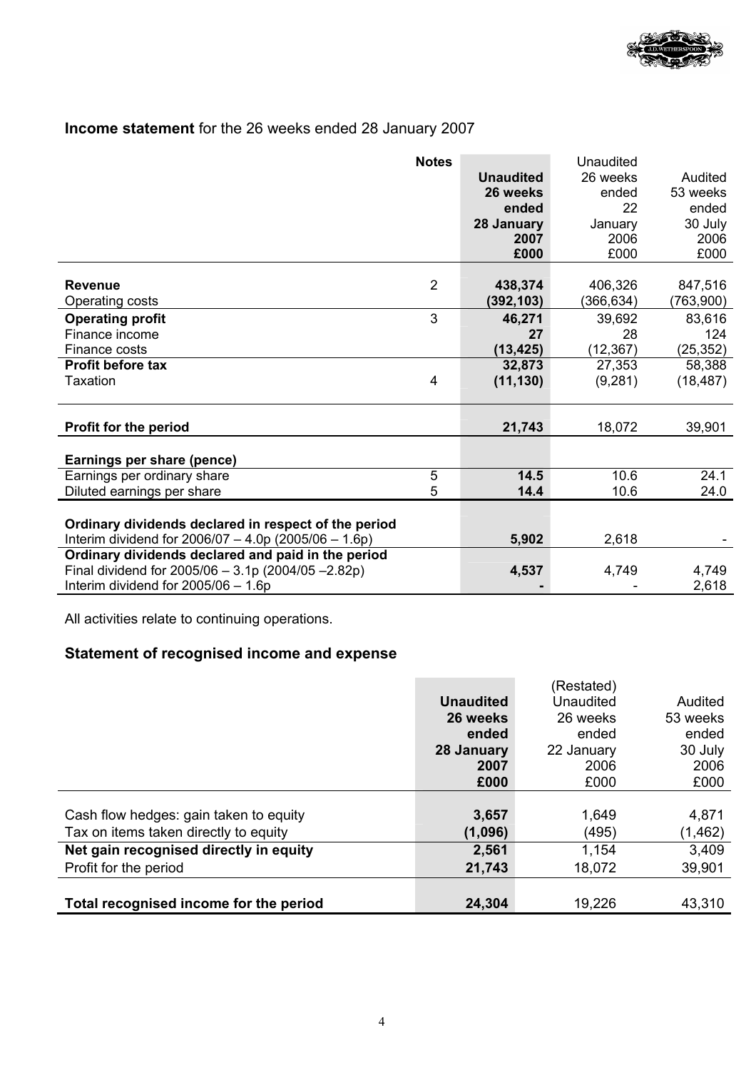**Income statement** for the 26 weeks ended 28 January 2007

| | Notes | **Unaudited 26 weeks ended 28 January 2007 £000** | Unaudited 26 weeks ended 22 January 2006 £000 | Audited 53 weeks ended 30 July 2006 £000 |
|---|---|---|---|---|
| **Revenue** | 2 | **438,374** | 406,326 | 847,516 |
| Operating costs | | **(392,103)** | (366,634) | (763,900) |
| **Operating profit** | 3 | **46,271** | 39,692 | 83,616 |
| Finance income | | **27** | 28 | 124 |
| Finance costs | | **(13,425)** | (12,367) | (25,352) |
| **Profit before tax** | | **32,873** | 27,353 | 58,388 |
| Taxation | 4 | **(11,130)** | (9,281) | (18,487) |
| **Profit for the period** | | **21,743** | 18,072 | 39,901 |
| **Earnings per share (pence)** | | | | |
| Earnings per ordinary share | 5 | **14.5** | 10.6 | 24.1 |
| Diluted earnings per share | 5 | **14.4** | 10.6 | 24.0 |
| **Ordinary dividends declared in respect of the period** | | | | |
| Interim dividend for 2006/07 – 4.0p (2005/06 – 1.6p) | | **5,902** | 2,618 | - |
| **Ordinary dividends declared and paid in the period** | | | | |
| Final dividend for 2005/06 – 3.1p (2004/05 –2.82p) | | **4,537** | 4,749 | 4,749 |
| Interim dividend for 2005/06 – 1.6p | | **-** | - | 2,618 |

All activities relate to continuing operations.

## Statement of recognised income and expense

| | **Unaudited 26 weeks ended 28 January 2007 £000** | (Restated) Unaudited 26 weeks ended 22 January 2006 £000 | Audited 53 weeks ended 30 July 2006 £000 |
|---|---|---|---|
| Cash flow hedges: gain taken to equity | **3,657** | 1,649 | 4,871 |
| Tax on items taken directly to equity | **(1,096)** | (495) | (1,462) |
| **Net gain recognised directly in equity** | **2,561** | 1,154 | 3,409 |
| Profit for the period | **21,743** | 18,072 | 39,901 |
| **Total recognised income for the period** | **24,304** | 19,226 | 43,310 |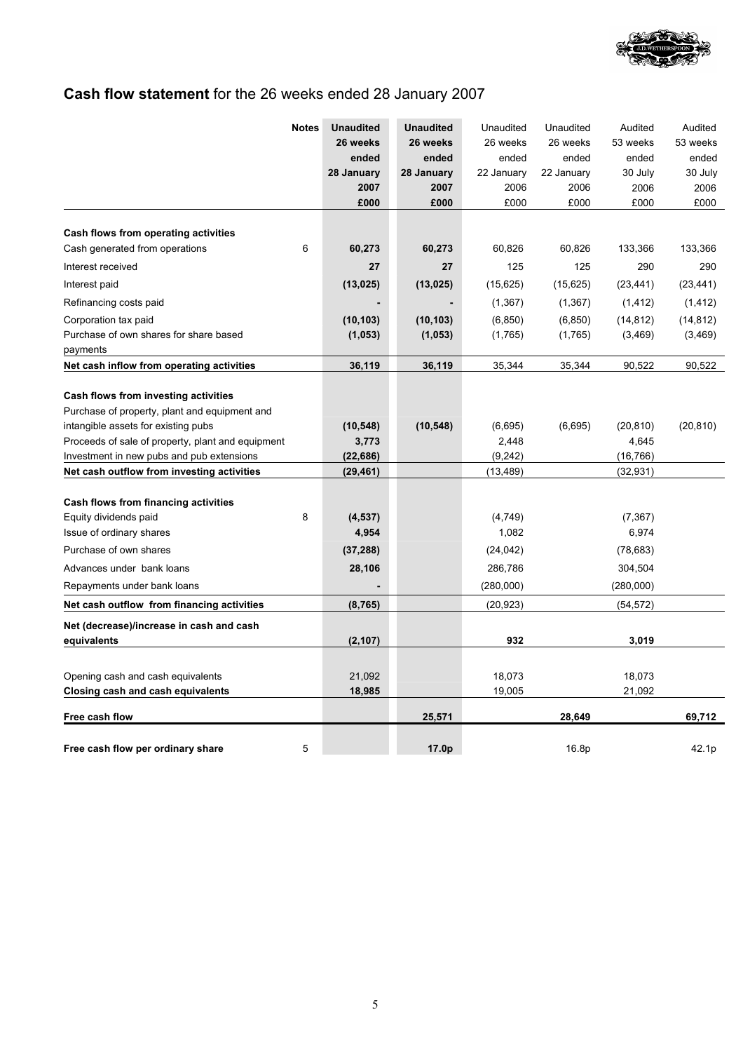# **Cash flow statement** for the 26 weeks ended 28 January 2007

| | Notes | **Unaudited 26 weeks ended 28 January 2007 £000** | **Unaudited 26 weeks ended 28 January 2007 £000** | Unaudited 26 weeks ended 22 January 2006 £000 | Unaudited 26 weeks ended 22 January 2006 £000 | Audited 53 weeks ended 30 July 2006 £000 | Audited 53 weeks ended 30 July 2006 £000 |
|---|---|---|---|---|---|---|---|
| **Cash flows from operating activities** | | | | | | | |
| Cash generated from operations | 6 | **60,273** | **60,273** | 60,826 | 60,826 | 133,366 | 133,366 |
| Interest received | | **27** | **27** | 125 | 125 | 290 | 290 |
| Interest paid | | **(13,025)** | **(13,025)** | (15,625) | (15,625) | (23,441) | (23,441) |
| Refinancing costs paid | | **-** | **-** | (1,367) | (1,367) | (1,412) | (1,412) |
| Corporation tax paid | | **(10,103)** | **(10,103)** | (6,850) | (6,850) | (14,812) | (14,812) |
| Purchase of own shares for share based payments | | **(1,053)** | **(1,053)** | (1,765) | (1,765) | (3,469) | (3,469) |
| **Net cash inflow from operating activities** | | **36,119** | **36,119** | 35,344 | 35,344 | 90,522 | 90,522 |
| **Cash flows from investing activities** | | | | | | | |
| Purchase of property, plant and equipment and intangible assets for existing pubs | | **(10,548)** | **(10,548)** | (6,695) | (6,695) | (20,810) | (20,810) |
| Proceeds of sale of property, plant and equipment | | **3,773** | | 2,448 | | 4,645 | |
| Investment in new pubs and pub extensions | | **(22,686)** | | (9,242) | | (16,766) | |
| **Net cash outflow from investing activities** | | **(29,461)** | | (13,489) | | (32,931) | |
| **Cash flows from financing activities** | | | | | | | |
| Equity dividends paid | 8 | **(4,537)** | | (4,749) | | (7,367) | |
| Issue of ordinary shares | | **4,954** | | 1,082 | | 6,974 | |
| Purchase of own shares | | **(37,288)** | | (24,042) | | (78,683) | |
| Advances under bank loans | | **28,106** | | 286,786 | | 304,504 | |
| Repayments under bank loans | | **-** | | (280,000) | | (280,000) | |
| **Net cash outflow from financing activities** | | **(8,765)** | | (20,923) | | (54,572) | |
| **Net (decrease)/increase in cash and cash equivalents** | | **(2,107)** | | **932** | | **3,019** | |
| Opening cash and cash equivalents | | 21,092 | | 18,073 | | 18,073 | |
| **Closing cash and cash equivalents** | | **18,985** | | 19,005 | | 21,092 | |
| **Free cash flow** | | | **25,571** | | **28,649** | | **69,712** |
| **Free cash flow per ordinary share** | 5 | | **17.0p** | | 16.8p | | 42.1p |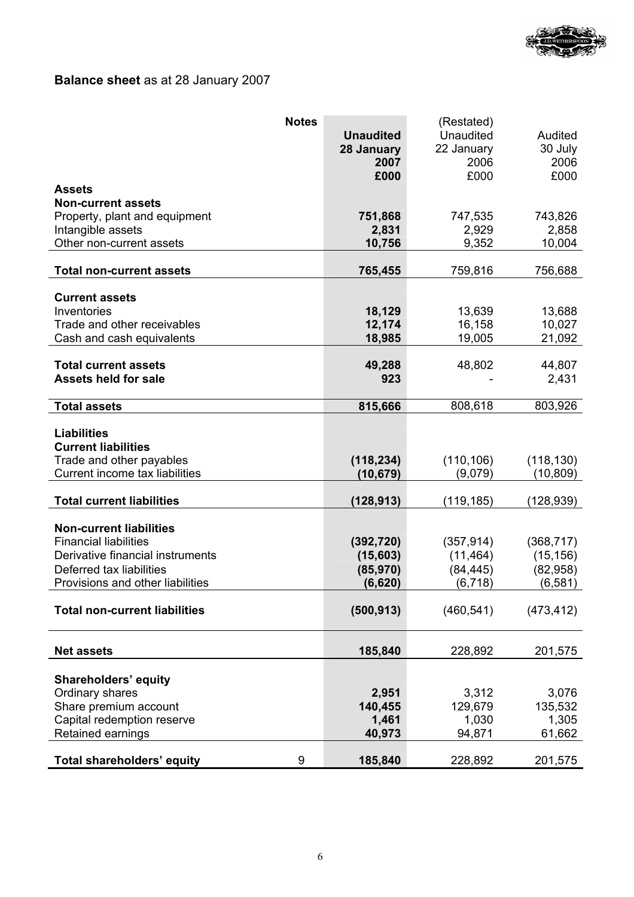**Balance sheet** as at 28 January 2007

| | Notes | **Unaudited 28 January 2007 £000** | (Restated) Unaudited 22 January 2006 £000 | Audited 30 July 2006 £000 |
|---|---|---|---|---|
| **Assets** | | | | |
| **Non-current assets** | | | | |
| Property, plant and equipment | | **751,868** | 747,535 | 743,826 |
| Intangible assets | | **2,831** | 2,929 | 2,858 |
| Other non-current assets | | **10,756** | 9,352 | 10,004 |
| **Total non-current assets** | | **765,455** | 759,816 | 756,688 |
| **Current assets** | | | | |
| Inventories | | **18,129** | 13,639 | 13,688 |
| Trade and other receivables | | **12,174** | 16,158 | 10,027 |
| Cash and cash equivalents | | **18,985** | 19,005 | 21,092 |
| **Total current assets** | | **49,288** | 48,802 | 44,807 |
| **Assets held for sale** | | **923** | - | 2,431 |
| **Total assets** | | **815,666** | 808,618 | 803,926 |
| **Liabilities** | | | | |
| **Current liabilities** | | | | |
| Trade and other payables | | **(118,234)** | (110,106) | (118,130) |
| Current income tax liabilities | | **(10,679)** | (9,079) | (10,809) |
| **Total current liabilities** | | **(128,913)** | (119,185) | (128,939) |
| **Non-current liabilities** | | | | |
| Financial liabilities | | **(392,720)** | (357,914) | (368,717) |
| Derivative financial instruments | | **(15,603)** | (11,464) | (15,156) |
| Deferred tax liabilities | | **(85,970)** | (84,445) | (82,958) |
| Provisions and other liabilities | | **(6,620)** | (6,718) | (6,581) |
| **Total non-current liabilities** | | **(500,913)** | (460,541) | (473,412) |
| **Net assets** | | **185,840** | 228,892 | 201,575 |
| **Shareholders' equity** | | | | |
| Ordinary shares | | **2,951** | 3,312 | 3,076 |
| Share premium account | | **140,455** | 129,679 | 135,532 |
| Capital redemption reserve | | **1,461** | 1,030 | 1,305 |
| Retained earnings | | **40,973** | 94,871 | 61,662 |
| **Total shareholders' equity** | 9 | **185,840** | 228,892 | 201,575 |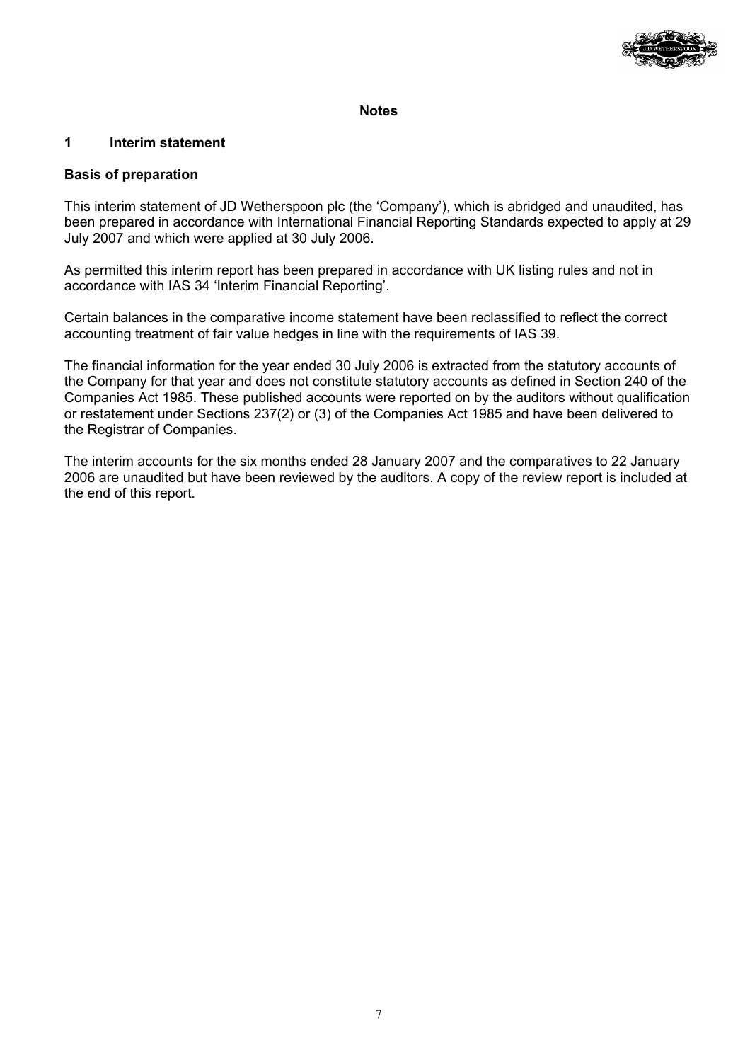## Notes

### 1 Interim statement

#### Basis of preparation

This interim statement of JD Wetherspoon plc (the 'Company'), which is abridged and unaudited, has been prepared in accordance with International Financial Reporting Standards expected to apply at 29 July 2007 and which were applied at 30 July 2006.

As permitted this interim report has been prepared in accordance with UK listing rules and not in accordance with IAS 34 'Interim Financial Reporting'.

Certain balances in the comparative income statement have been reclassified to reflect the correct accounting treatment of fair value hedges in line with the requirements of IAS 39.

The financial information for the year ended 30 July 2006 is extracted from the statutory accounts of the Company for that year and does not constitute statutory accounts as defined in Section 240 of the Companies Act 1985. These published accounts were reported on by the auditors without qualification or restatement under Sections 237(2) or (3) of the Companies Act 1985 and have been delivered to the Registrar of Companies.

The interim accounts for the six months ended 28 January 2007 and the comparatives to 22 January 2006 are unaudited but have been reviewed by the auditors. A copy of the review report is included at the end of this report.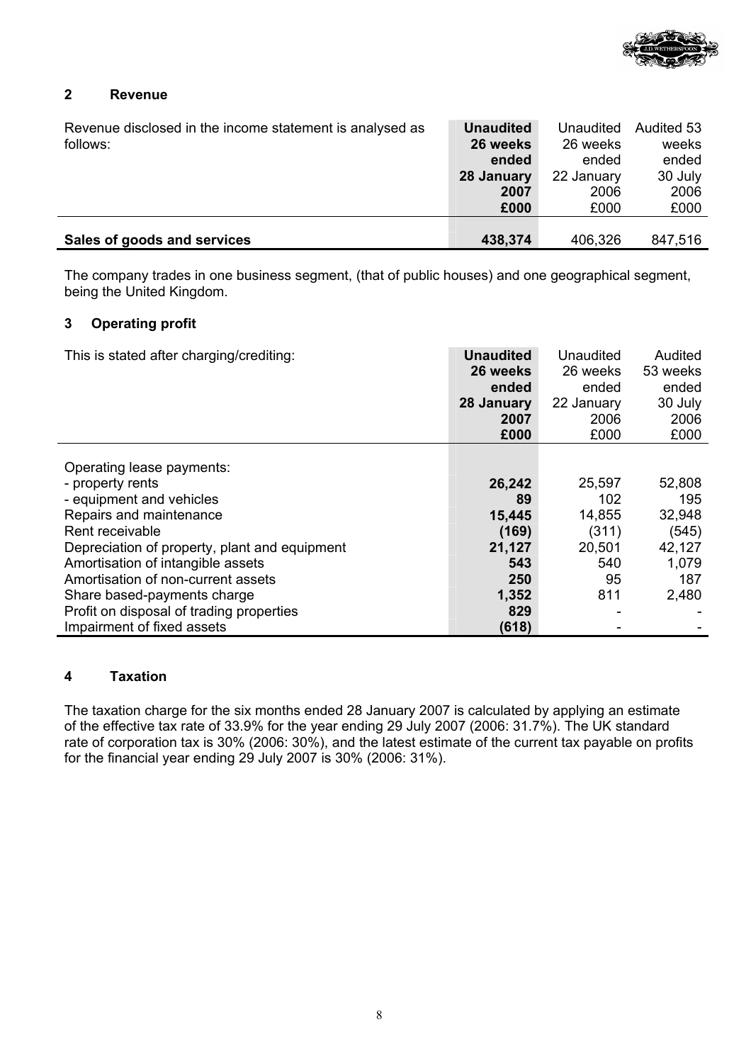## 2 Revenue

| Revenue disclosed in the income statement is analysed as follows: | **Unaudited 26 weeks ended 28 January 2007 £000** | Unaudited 26 weeks ended 22 January 2006 £000 | Audited 53 weeks ended 30 July 2006 £000 |
|---|---|---|---|
| **Sales of goods and services** | **438,374** | 406,326 | 847,516 |

The company trades in one business segment, (that of public houses) and one geographical segment, being the United Kingdom.

## 3 Operating profit

| This is stated after charging/crediting: | **Unaudited 26 weeks ended 28 January 2007 £000** | Unaudited 26 weeks ended 22 January 2006 £000 | Audited 53 weeks ended 30 July 2006 £000 |
|---|---|---|---|
| Operating lease payments: | | | |
| - property rents | **26,242** | 25,597 | 52,808 |
| - equipment and vehicles | **89** | 102 | 195 |
| Repairs and maintenance | **15,445** | 14,855 | 32,948 |
| Rent receivable | **(169)** | (311) | (545) |
| Depreciation of property, plant and equipment | **21,127** | 20,501 | 42,127 |
| Amortisation of intangible assets | **543** | 540 | 1,079 |
| Amortisation of non-current assets | **250** | 95 | 187 |
| Share based-payments charge | **1,352** | 811 | 2,480 |
| Profit on disposal of trading properties | **829** | - | - |
| Impairment of fixed assets | **(618)** | - | - |

## 4 Taxation

The taxation charge for the six months ended 28 January 2007 is calculated by applying an estimate of the effective tax rate of 33.9% for the year ending 29 July 2007 (2006: 31.7%). The UK standard rate of corporation tax is 30% (2006: 30%), and the latest estimate of the current tax payable on profits for the financial year ending 29 July 2007 is 30% (2006: 31%).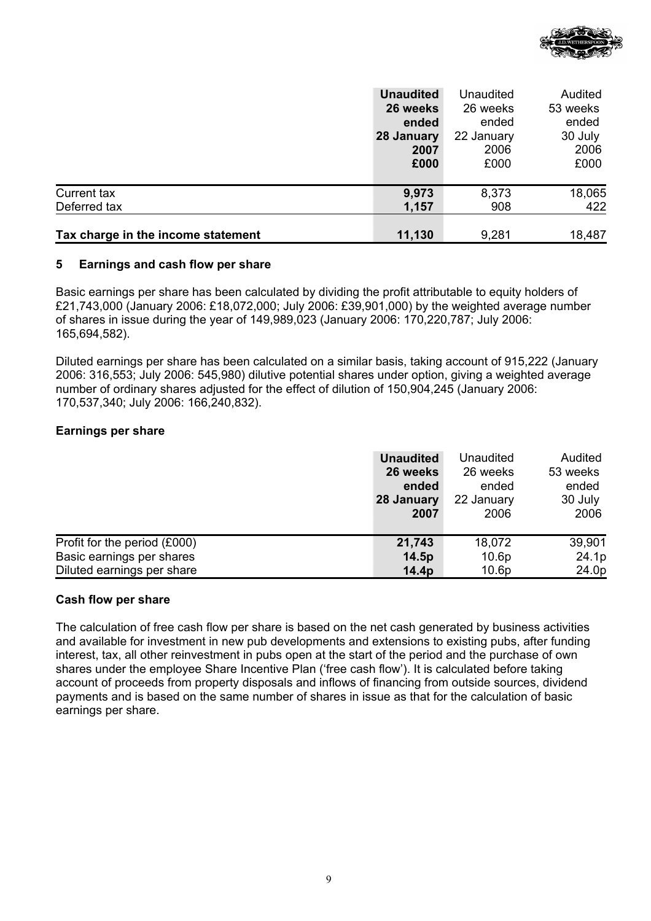| | **Unaudited 26 weeks ended 28 January 2007 £000** | Unaudited 26 weeks ended 22 January 2006 £000 | Audited 53 weeks ended 30 July 2006 £000 |
|---|---|---|---|
| Current tax | **9,973** | 8,373 | 18,065 |
| Deferred tax | **1,157** | 908 | 422 |
| **Tax charge in the income statement** | **11,130** | 9,281 | 18,487 |

### 5 Earnings and cash flow per share

Basic earnings per share has been calculated by dividing the profit attributable to equity holders of £21,743,000 (January 2006: £18,072,000; July 2006: £39,901,000) by the weighted average number of shares in issue during the year of 149,989,023 (January 2006: 170,220,787; July 2006: 165,694,582).

Diluted earnings per share has been calculated on a similar basis, taking account of 915,222 (January 2006: 316,553; July 2006: 545,980) dilutive potential shares under option, giving a weighted average number of ordinary shares adjusted for the effect of dilution of 150,904,245 (January 2006: 170,537,340; July 2006: 166,240,832).

**Earnings per share**

| | **Unaudited 26 weeks ended 28 January 2007** | Unaudited 26 weeks ended 22 January 2006 | Audited 53 weeks ended 30 July 2006 |
|---|---|---|---|
| Profit for the period (£000) | **21,743** | 18,072 | 39,901 |
| Basic earnings per shares | **14.5p** | 10.6p | 24.1p |
| Diluted earnings per share | **14.4p** | 10.6p | 24.0p |

**Cash flow per share**

The calculation of free cash flow per share is based on the net cash generated by business activities and available for investment in new pub developments and extensions to existing pubs, after funding interest, tax, all other reinvestment in pubs open at the start of the period and the purchase of own shares under the employee Share Incentive Plan ('free cash flow'). It is calculated before taking account of proceeds from property disposals and inflows of financing from outside sources, dividend payments and is based on the same number of shares in issue as that for the calculation of basic earnings per share.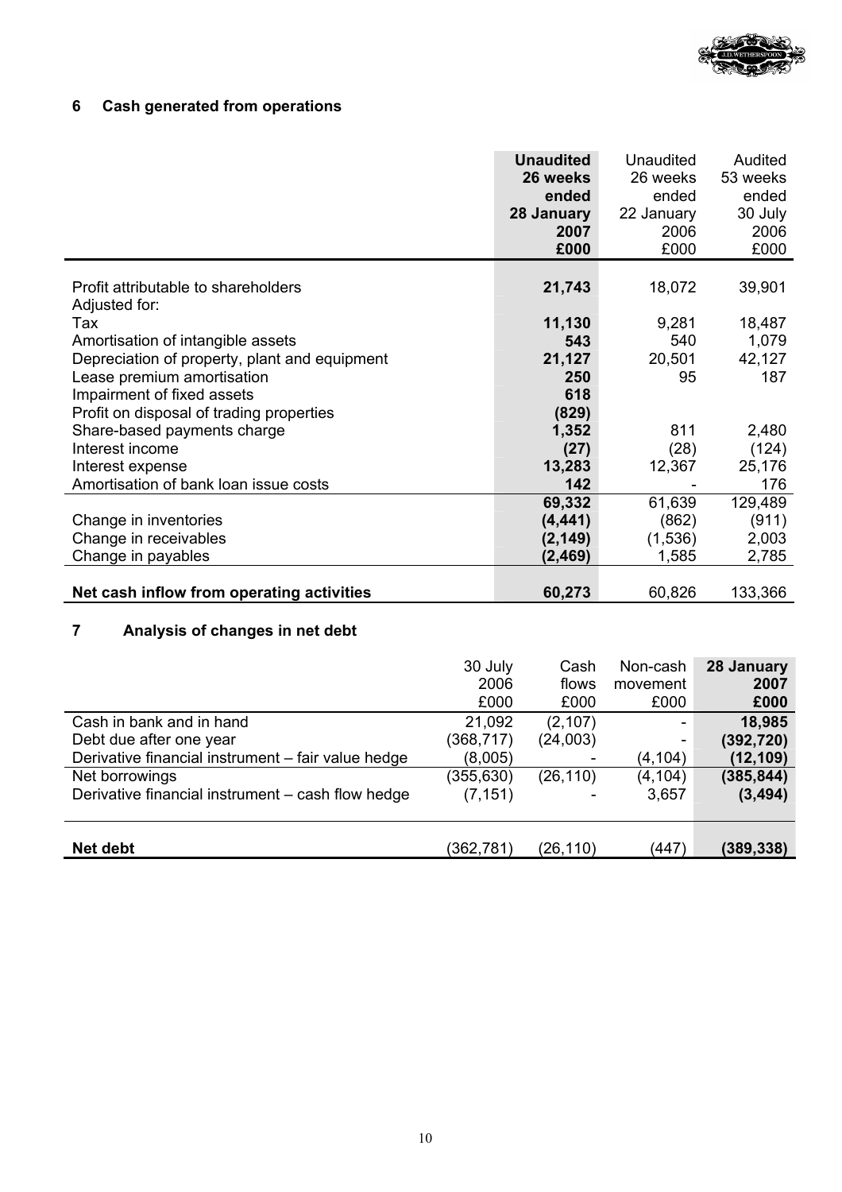## 6 Cash generated from operations

| | **Unaudited 26 weeks ended 28 January 2007 £000** | Unaudited 26 weeks ended 22 January 2006 £000 | Audited 53 weeks ended 30 July 2006 £000 |
|---|---|---|---|
| Profit attributable to shareholders | **21,743** | 18,072 | 39,901 |
| Adjusted for: | | | |
| Tax | **11,130** | 9,281 | 18,487 |
| Amortisation of intangible assets | **543** | 540 | 1,079 |
| Depreciation of property, plant and equipment | **21,127** | 20,501 | 42,127 |
| Lease premium amortisation | **250** | 95 | 187 |
| Impairment of fixed assets | **618** | | |
| Profit on disposal of trading properties | **(829)** | | |
| Share-based payments charge | **1,352** | 811 | 2,480 |
| Interest income | **(27)** | (28) | (124) |
| Interest expense | **13,283** | 12,367 | 25,176 |
| Amortisation of bank loan issue costs | **142** | - | 176 |
| | **69,332** | 61,639 | 129,489 |
| Change in inventories | **(4,441)** | (862) | (911) |
| Change in receivables | **(2,149)** | (1,536) | 2,003 |
| Change in payables | **(2,469)** | 1,585 | 2,785 |
| **Net cash inflow from operating activities** | **60,273** | 60,826 | 133,366 |

## 7 Analysis of changes in net debt

| | 30 July 2006 £000 | Cash flows £000 | Non-cash movement £000 | **28 January 2007 £000** |
|---|---|---|---|---|
| Cash in bank and in hand | 21,092 | (2,107) | - | **18,985** |
| Debt due after one year | (368,717) | (24,003) | - | **(392,720)** |
| Derivative financial instrument – fair value hedge | (8,005) | - | (4,104) | **(12,109)** |
| Net borrowings | (355,630) | (26,110) | (4,104) | **(385,844)** |
| Derivative financial instrument – cash flow hedge | (7,151) | - | 3,657 | **(3,494)** |
| **Net debt** | (362,781) | (26,110) | (447) | **(389,338)** |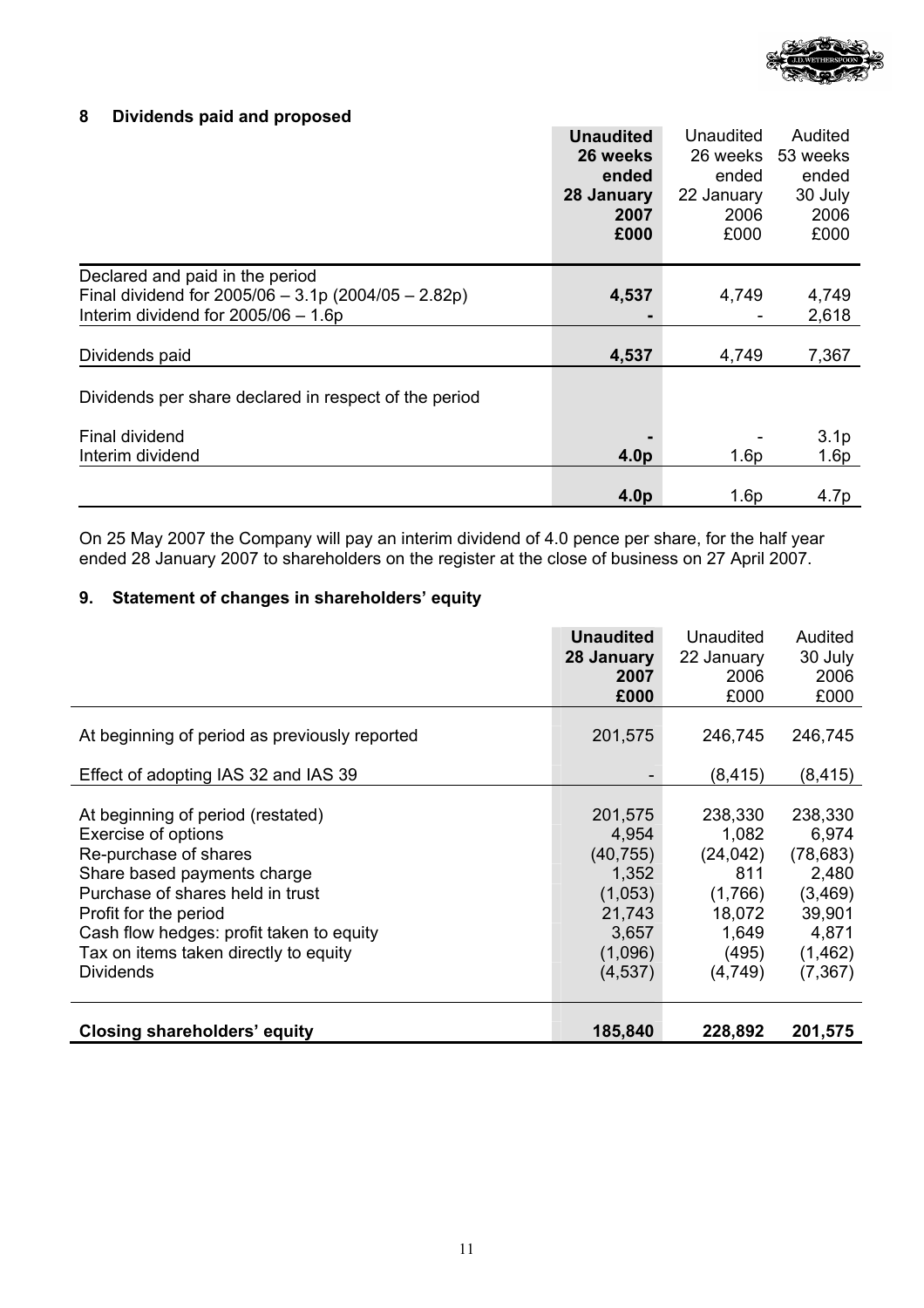## 8 Dividends paid and proposed

| | **Unaudited 26 weeks ended 28 January 2007 £000** | Unaudited 26 weeks ended 22 January 2006 £000 | Audited 53 weeks ended 30 July 2006 £000 |
|---|---|---|---|
| Declared and paid in the period | | | |
| Final dividend for 2005/06 – 3.1p (2004/05 – 2.82p) | **4,537** | 4,749 | 4,749 |
| Interim dividend for 2005/06 – 1.6p | **-** | - | 2,618 |
| Dividends paid | **4,537** | 4,749 | 7,367 |
| Dividends per share declared in respect of the period | | | |
| Final dividend | **-** | - | 3.1p |
| Interim dividend | **4.0p** | 1.6p | 1.6p |
| | **4.0p** | 1.6p | 4.7p |

On 25 May 2007 the Company will pay an interim dividend of 4.0 pence per share, for the half year ended 28 January 2007 to shareholders on the register at the close of business on 27 April 2007.

## 9. Statement of changes in shareholders' equity

| | **Unaudited 28 January 2007 £000** | Unaudited 22 January 2006 £000 | Audited 30 July 2006 £000 |
|---|---|---|---|
| At beginning of period as previously reported | 201,575 | 246,745 | 246,745 |
| Effect of adopting IAS 32 and IAS 39 | - | (8,415) | (8,415) |
| At beginning of period (restated) | 201,575 | 238,330 | 238,330 |
| Exercise of options | 4,954 | 1,082 | 6,974 |
| Re-purchase of shares | (40,755) | (24,042) | (78,683) |
| Share based payments charge | 1,352 | 811 | 2,480 |
| Purchase of shares held in trust | (1,053) | (1,766) | (3,469) |
| Profit for the period | 21,743 | 18,072 | 39,901 |
| Cash flow hedges: profit taken to equity | 3,657 | 1,649 | 4,871 |
| Tax on items taken directly to equity | (1,096) | (495) | (1,462) |
| Dividends | (4,537) | (4,749) | (7,367) |
| **Closing shareholders' equity** | **185,840** | **228,892** | **201,575** |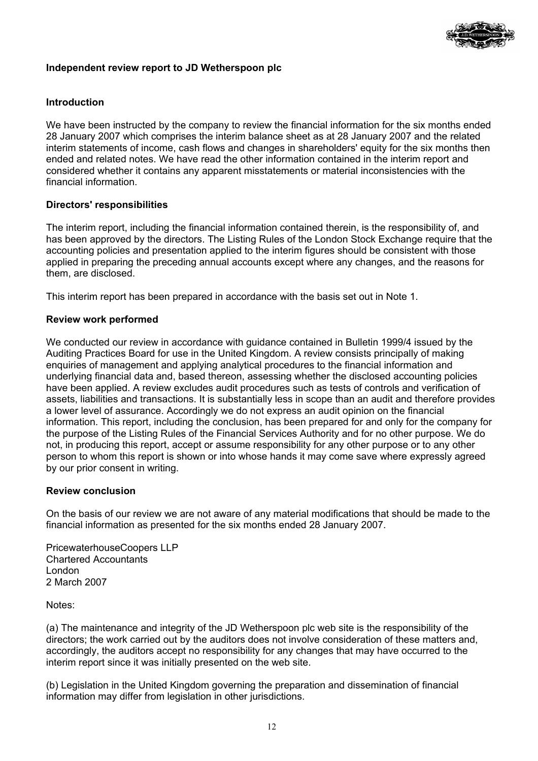## Independent review report to JD Wetherspoon plc

### Introduction

We have been instructed by the company to review the financial information for the six months ended 28 January 2007 which comprises the interim balance sheet as at 28 January 2007 and the related interim statements of income, cash flows and changes in shareholders' equity for the six months then ended and related notes. We have read the other information contained in the interim report and considered whether it contains any apparent misstatements or material inconsistencies with the financial information.

### Directors' responsibilities

The interim report, including the financial information contained therein, is the responsibility of, and has been approved by the directors. The Listing Rules of the London Stock Exchange require that the accounting policies and presentation applied to the interim figures should be consistent with those applied in preparing the preceding annual accounts except where any changes, and the reasons for them, are disclosed.

This interim report has been prepared in accordance with the basis set out in Note 1.

### Review work performed

We conducted our review in accordance with guidance contained in Bulletin 1999/4 issued by the Auditing Practices Board for use in the United Kingdom. A review consists principally of making enquiries of management and applying analytical procedures to the financial information and underlying financial data and, based thereon, assessing whether the disclosed accounting policies have been applied. A review excludes audit procedures such as tests of controls and verification of assets, liabilities and transactions. It is substantially less in scope than an audit and therefore provides a lower level of assurance. Accordingly we do not express an audit opinion on the financial information. This report, including the conclusion, has been prepared for and only for the company for the purpose of the Listing Rules of the Financial Services Authority and for no other purpose. We do not, in producing this report, accept or assume responsibility for any other purpose or to any other person to whom this report is shown or into whose hands it may come save where expressly agreed by our prior consent in writing.

### Review conclusion

On the basis of our review we are not aware of any material modifications that should be made to the financial information as presented for the six months ended 28 January 2007.

PricewaterhouseCoopers LLP
Chartered Accountants
London
2 March 2007

Notes:

(a) The maintenance and integrity of the JD Wetherspoon plc web site is the responsibility of the directors; the work carried out by the auditors does not involve consideration of these matters and, accordingly, the auditors accept no responsibility for any changes that may have occurred to the interim report since it was initially presented on the web site.

(b) Legislation in the United Kingdom governing the preparation and dissemination of financial information may differ from legislation in other jurisdictions.